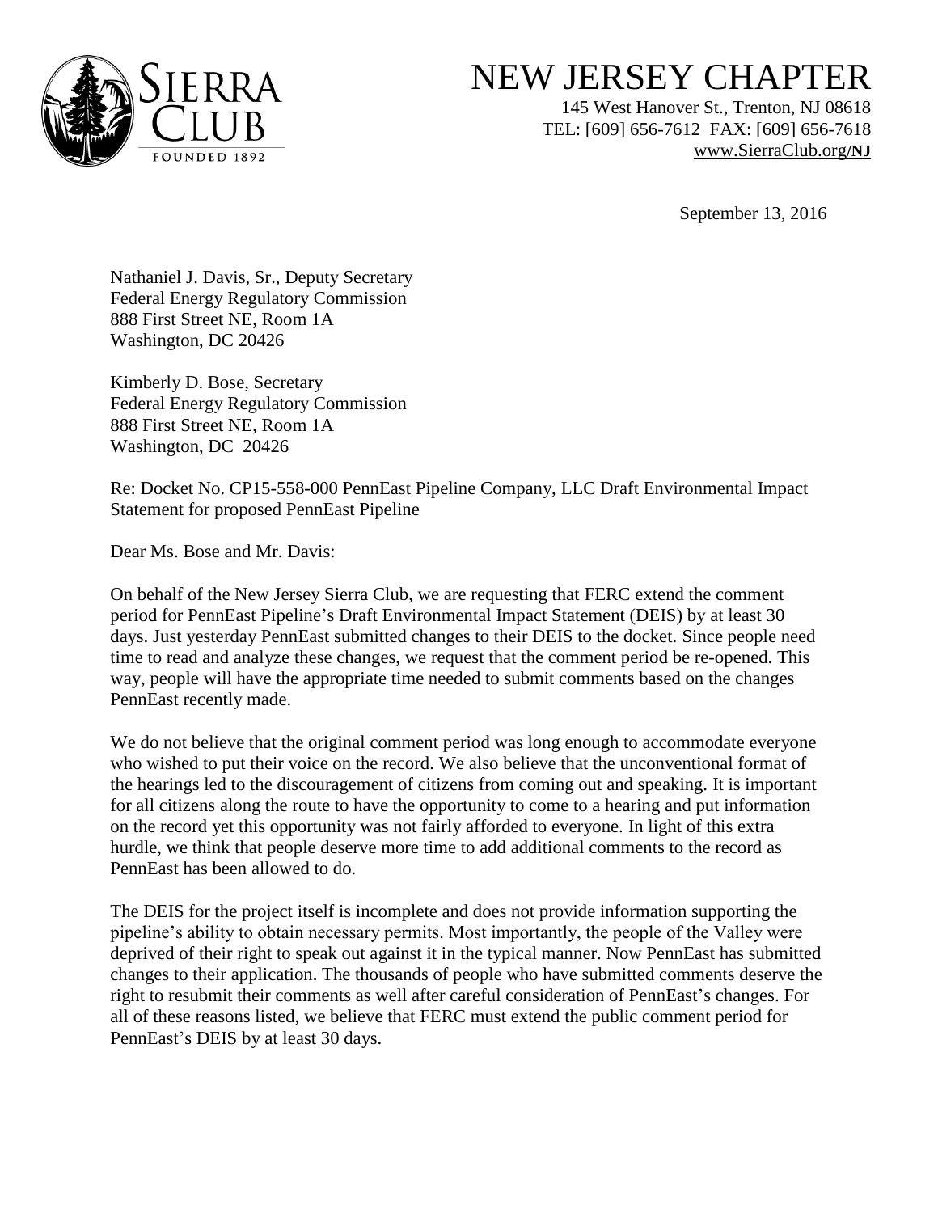# NEW JERSEY CHAPTER

145 West Hanover St., Trenton, NJ 08618
TEL: [609] 656-7612 FAX: [609] 656-7618
www.SierraClub.org/NJ

September 13, 2016

Nathaniel J. Davis, Sr., Deputy Secretary
Federal Energy Regulatory Commission
888 First Street NE, Room 1A
Washington, DC 20426

Kimberly D. Bose, Secretary
Federal Energy Regulatory Commission
888 First Street NE, Room 1A
Washington, DC 20426

Re: Docket No. CP15-558-000 PennEast Pipeline Company, LLC Draft Environmental Impact Statement for proposed PennEast Pipeline

Dear Ms. Bose and Mr. Davis:

On behalf of the New Jersey Sierra Club, we are requesting that FERC extend the comment period for PennEast Pipeline's Draft Environmental Impact Statement (DEIS) by at least 30 days. Just yesterday PennEast submitted changes to their DEIS to the docket. Since people need time to read and analyze these changes, we request that the comment period be re-opened. This way, people will have the appropriate time needed to submit comments based on the changes PennEast recently made.

We do not believe that the original comment period was long enough to accommodate everyone who wished to put their voice on the record. We also believe that the unconventional format of the hearings led to the discouragement of citizens from coming out and speaking. It is important for all citizens along the route to have the opportunity to come to a hearing and put information on the record yet this opportunity was not fairly afforded to everyone. In light of this extra hurdle, we think that people deserve more time to add additional comments to the record as PennEast has been allowed to do.

The DEIS for the project itself is incomplete and does not provide information supporting the pipeline's ability to obtain necessary permits. Most importantly, the people of the Valley were deprived of their right to speak out against it in the typical manner. Now PennEast has submitted changes to their application. The thousands of people who have submitted comments deserve the right to resubmit their comments as well after careful consideration of PennEast's changes. For all of these reasons listed, we believe that FERC must extend the public comment period for PennEast's DEIS by at least 30 days.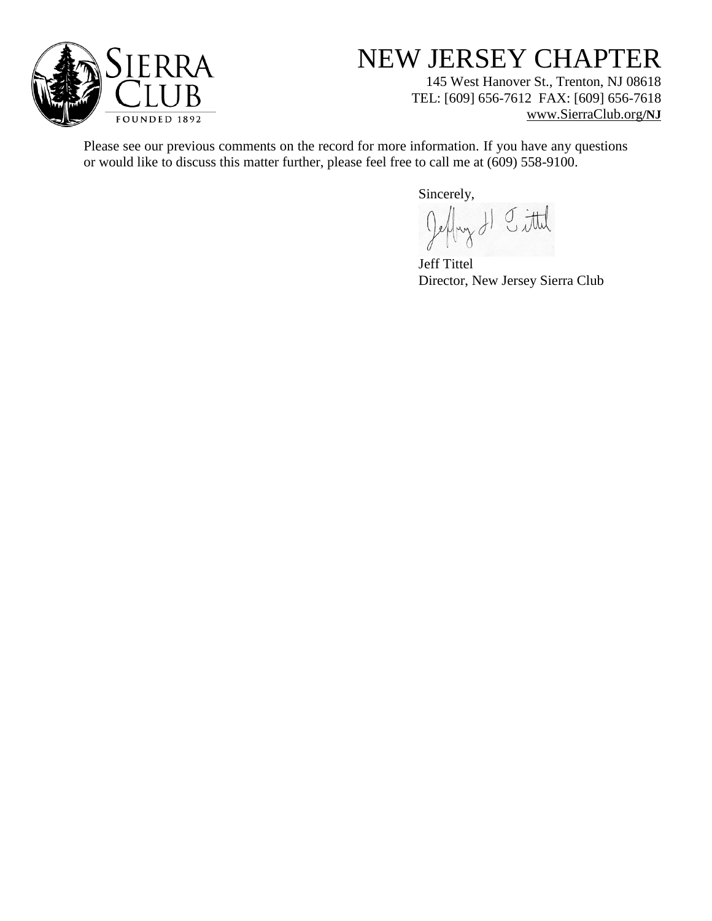# NEW JERSEY CHAPTER

145 West Hanover St., Trenton, NJ 08618
TEL: [609] 656-7612 FAX: [609] 656-7618
www.SierraClub.org/NJ

Please see our previous comments on the record for more information. If you have any questions or would like to discuss this matter further, please feel free to call me at (609) 558-9100.

Sincerely,

Jeff Tittel
Director, New Jersey Sierra Club